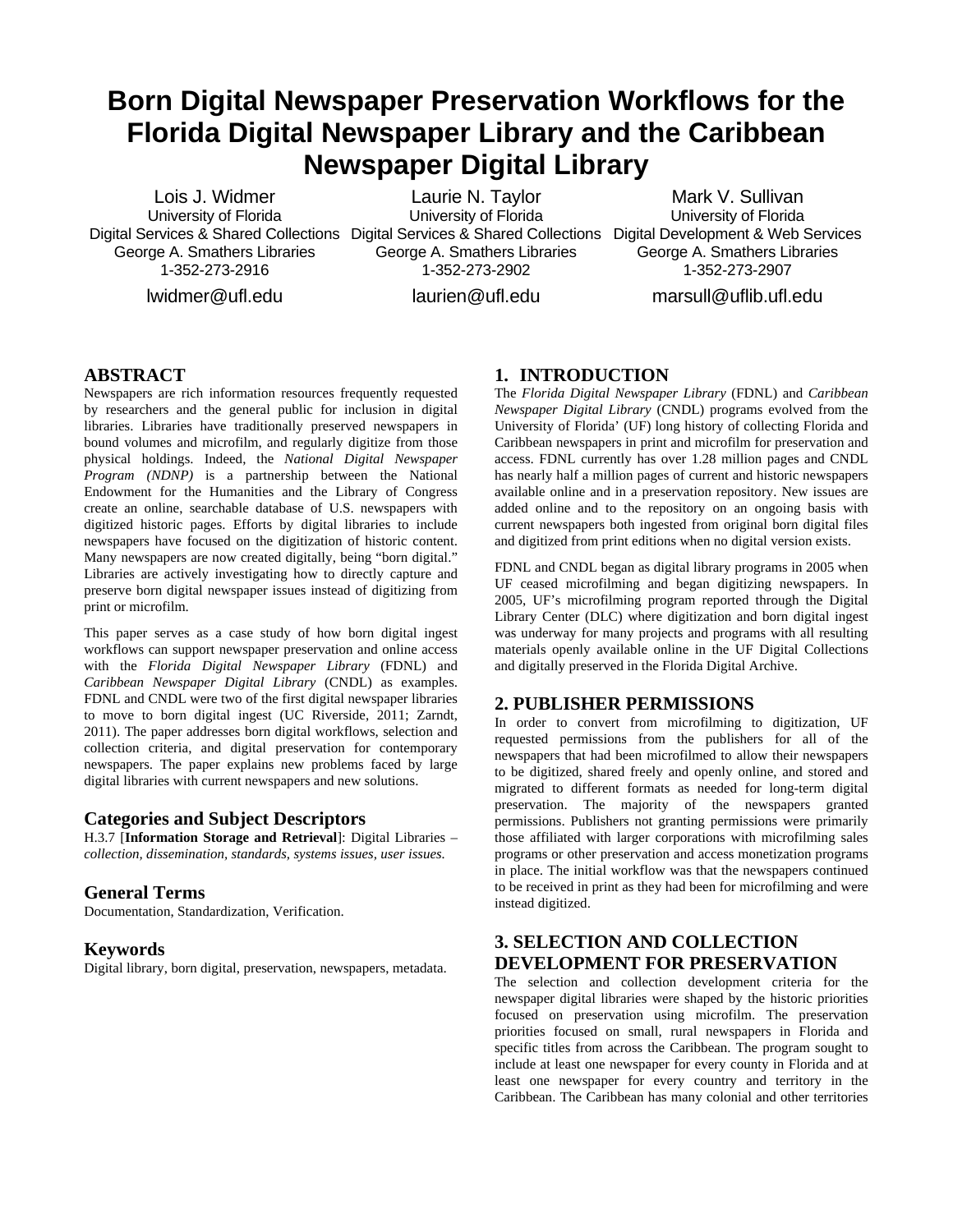# Born Digital Newspaper Preservation Workflows for the Florida Digital Newspaper Library and the Caribbean Newspaper Digital Library

Lois J. Widmer
University of Florida
Digital Services & Shared Collections
George A. Smathers Libraries
1-352-273-2916
lwidmer@ufl.edu

Laurie N. Taylor
University of Florida
Digital Services & Shared Collections
George A. Smathers Libraries
1-352-273-2902
laurien@ufl.edu

Mark V. Sullivan
University of Florida
Digital Development & Web Services
George A. Smathers Libraries
1-352-273-2907
marsull@uflib.ufl.edu

## ABSTRACT

Newspapers are rich information resources frequently requested by researchers and the general public for inclusion in digital libraries. Libraries have traditionally preserved newspapers in bound volumes and microfilm, and regularly digitize from those physical holdings. Indeed, the *National Digital Newspaper Program (NDNP)* is a partnership between the National Endowment for the Humanities and the Library of Congress create an online, searchable database of U.S. newspapers with digitized historic pages. Efforts by digital libraries to include newspapers have focused on the digitization of historic content. Many newspapers are now created digitally, being "born digital." Libraries are actively investigating how to directly capture and preserve born digital newspaper issues instead of digitizing from print or microfilm.

This paper serves as a case study of how born digital ingest workflows can support newspaper preservation and online access with the *Florida Digital Newspaper Library* (FDNL) and *Caribbean Newspaper Digital Library* (CNDL) as examples. FDNL and CNDL were two of the first digital newspaper libraries to move to born digital ingest (UC Riverside, 2011; Zarndt, 2011). The paper addresses born digital workflows, selection and collection criteria, and digital preservation for contemporary newspapers. The paper explains new problems faced by large digital libraries with current newspapers and new solutions.

### Categories and Subject Descriptors

H.3.7 [**Information Storage and Retrieval**]: Digital Libraries – *collection, dissemination, standards, systems issues, user issues.*

### General Terms

Documentation, Standardization, Verification.

### Keywords

Digital library, born digital, preservation, newspapers, metadata.

## 1. INTRODUCTION

The *Florida Digital Newspaper Library* (FDNL) and *Caribbean Newspaper Digital Library* (CNDL) programs evolved from the University of Florida' (UF) long history of collecting Florida and Caribbean newspapers in print and microfilm for preservation and access. FDNL currently has over 1.28 million pages and CNDL has nearly half a million pages of current and historic newspapers available online and in a preservation repository. New issues are added online and to the repository on an ongoing basis with current newspapers both ingested from original born digital files and digitized from print editions when no digital version exists.

FDNL and CNDL began as digital library programs in 2005 when UF ceased microfilming and began digitizing newspapers. In 2005, UF's microfilming program reported through the Digital Library Center (DLC) where digitization and born digital ingest was underway for many projects and programs with all resulting materials openly available online in the UF Digital Collections and digitally preserved in the Florida Digital Archive.

## 2. PUBLISHER PERMISSIONS

In order to convert from microfilming to digitization, UF requested permissions from the publishers for all of the newspapers that had been microfilmed to allow their newspapers to be digitized, shared freely and openly online, and stored and migrated to different formats as needed for long-term digital preservation. The majority of the newspapers granted permissions. Publishers not granting permissions were primarily those affiliated with larger corporations with microfilming sales programs or other preservation and access monetization programs in place. The initial workflow was that the newspapers continued to be received in print as they had been for microfilming and were instead digitized.

## 3. SELECTION AND COLLECTION DEVELOPMENT FOR PRESERVATION

The selection and collection development criteria for the newspaper digital libraries were shaped by the historic priorities focused on preservation using microfilm. The preservation priorities focused on small, rural newspapers in Florida and specific titles from across the Caribbean. The program sought to include at least one newspaper for every county in Florida and at least one newspaper for every country and territory in the Caribbean. The Caribbean has many colonial and other territories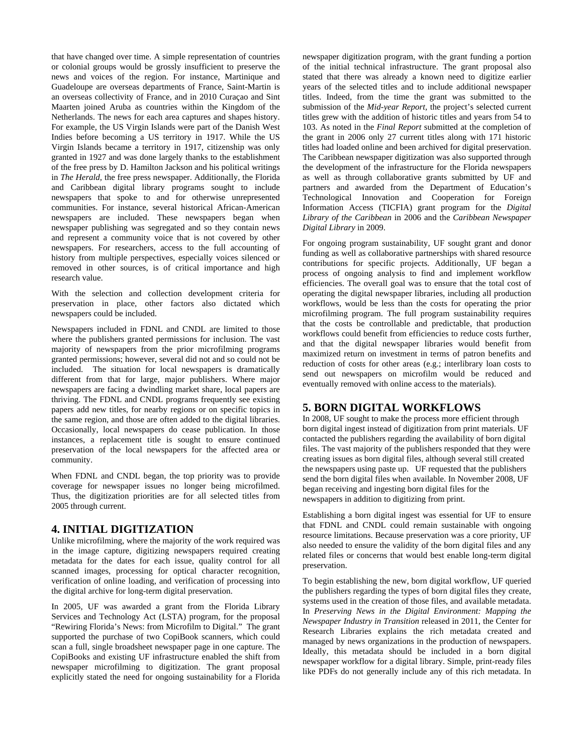that have changed over time. A simple representation of countries or colonial groups would be grossly insufficient to preserve the news and voices of the region. For instance, Martinique and Guadeloupe are overseas departments of France, Saint-Martin is an overseas collectivity of France, and in 2010 Curaçao and Sint Maarten joined Aruba as countries within the Kingdom of the Netherlands. The news for each area captures and shapes history. For example, the US Virgin Islands were part of the Danish West Indies before becoming a US territory in 1917. While the US Virgin Islands became a territory in 1917, citizenship was only granted in 1927 and was done largely thanks to the establishment of the free press by D. Hamilton Jackson and his political writings in *The Herald*, the free press newspaper. Additionally, the Florida and Caribbean digital library programs sought to include newspapers that spoke to and for otherwise unrepresented communities. For instance, several historical African-American newspapers are included. These newspapers began when newspaper publishing was segregated and so they contain news and represent a community voice that is not covered by other newspapers. For researchers, access to the full accounting of history from multiple perspectives, especially voices silenced or removed in other sources, is of critical importance and high research value.

With the selection and collection development criteria for preservation in place, other factors also dictated which newspapers could be included.

Newspapers included in FDNL and CNDL are limited to those where the publishers granted permissions for inclusion. The vast majority of newspapers from the prior microfilming programs granted permissions; however, several did not and so could not be included. The situation for local newspapers is dramatically different from that for large, major publishers. Where major newspapers are facing a dwindling market share, local papers are thriving. The FDNL and CNDL programs frequently see existing papers add new titles, for nearby regions or on specific topics in the same region, and those are often added to the digital libraries. Occasionally, local newspapers do cease publication. In those instances, a replacement title is sought to ensure continued preservation of the local newspapers for the affected area or community.

When FDNL and CNDL began, the top priority was to provide coverage for newspaper issues no longer being microfilmed. Thus, the digitization priorities are for all selected titles from 2005 through current.

## 4. INITIAL DIGITIZATION

Unlike microfilming, where the majority of the work required was in the image capture, digitizing newspapers required creating metadata for the dates for each issue, quality control for all scanned images, processing for optical character recognition, verification of online loading, and verification of processing into the digital archive for long-term digital preservation.

In 2005, UF was awarded a grant from the Florida Library Services and Technology Act (LSTA) program, for the proposal "Rewiring Florida's News: from Microfilm to Digital." The grant supported the purchase of two CopiBook scanners, which could scan a full, single broadsheet newspaper page in one capture. The CopiBooks and existing UF infrastructure enabled the shift from newspaper microfilming to digitization. The grant proposal explicitly stated the need for ongoing sustainability for a Florida newspaper digitization program, with the grant funding a portion of the initial technical infrastructure. The grant proposal also stated that there was already a known need to digitize earlier years of the selected titles and to include additional newspaper titles. Indeed, from the time the grant was submitted to the submission of the *Mid-year Report*, the project's selected current titles grew with the addition of historic titles and years from 54 to 103. As noted in the *Final Report* submitted at the completion of the grant in 2006 only 27 current titles along with 171 historic titles had loaded online and been archived for digital preservation. The Caribbean newspaper digitization was also supported through the development of the infrastructure for the Florida newspapers as well as through collaborative grants submitted by UF and partners and awarded from the Department of Education's Technological Innovation and Cooperation for Foreign Information Access (TICFIA) grant program for the *Digital Library of the Caribbean* in 2006 and the *Caribbean Newspaper Digital Library* in 2009.

For ongoing program sustainability, UF sought grant and donor funding as well as collaborative partnerships with shared resource contributions for specific projects. Additionally, UF began a process of ongoing analysis to find and implement workflow efficiencies. The overall goal was to ensure that the total cost of operating the digital newspaper libraries, including all production workflows, would be less than the costs for operating the prior microfilming program. The full program sustainability requires that the costs be controllable and predictable, that production workflows could benefit from efficiencies to reduce costs further, and that the digital newspaper libraries would benefit from maximized return on investment in terms of patron benefits and reduction of costs for other areas (e.g.; interlibrary loan costs to send out newspapers on microfilm would be reduced and eventually removed with online access to the materials).

## 5. BORN DIGITAL WORKFLOWS

In 2008, UF sought to make the process more efficient through born digital ingest instead of digitization from print materials. UF contacted the publishers regarding the availability of born digital files. The vast majority of the publishers responded that they were creating issues as born digital files, although several still created the newspapers using paste up. UF requested that the publishers send the born digital files when available. In November 2008, UF began receiving and ingesting born digital files for the newspapers in addition to digitizing from print.

Establishing a born digital ingest was essential for UF to ensure that FDNL and CNDL could remain sustainable with ongoing resource limitations. Because preservation was a core priority, UF also needed to ensure the validity of the born digital files and any related files or concerns that would best enable long-term digital preservation.

To begin establishing the new, born digital workflow, UF queried the publishers regarding the types of born digital files they create, systems used in the creation of those files, and available metadata. In *Preserving News in the Digital Environment: Mapping the Newspaper Industry in Transition* released in 2011, the Center for Research Libraries explains the rich metadata created and managed by news organizations in the production of newspapers. Ideally, this metadata should be included in a born digital newspaper workflow for a digital library. Simple, print-ready files like PDFs do not generally include any of this rich metadata. In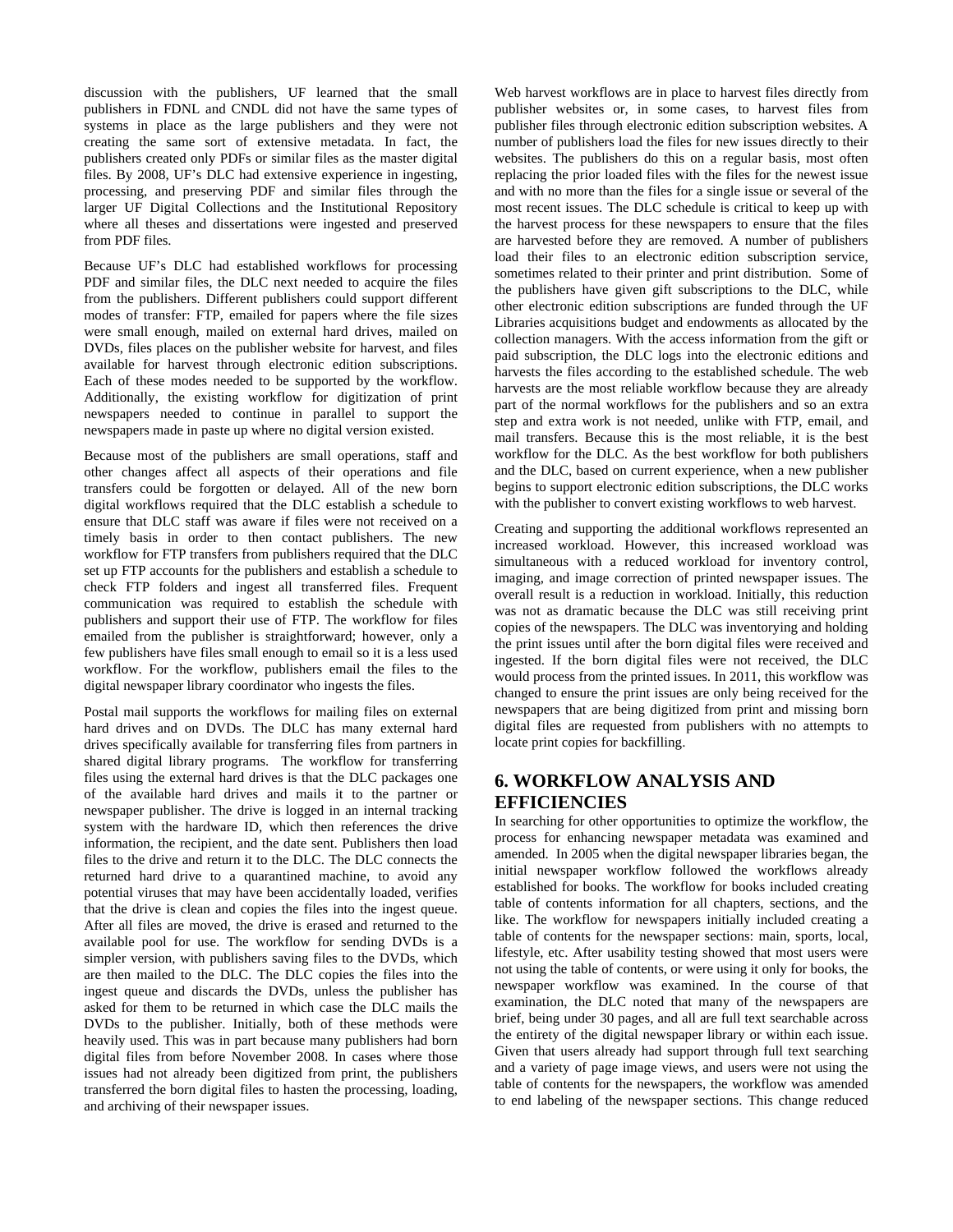discussion with the publishers, UF learned that the small publishers in FDNL and CNDL did not have the same types of systems in place as the large publishers and they were not creating the same sort of extensive metadata. In fact, the publishers created only PDFs or similar files as the master digital files. By 2008, UF's DLC had extensive experience in ingesting, processing, and preserving PDF and similar files through the larger UF Digital Collections and the Institutional Repository where all theses and dissertations were ingested and preserved from PDF files.

Because UF's DLC had established workflows for processing PDF and similar files, the DLC next needed to acquire the files from the publishers. Different publishers could support different modes of transfer: FTP, emailed for papers where the file sizes were small enough, mailed on external hard drives, mailed on DVDs, files places on the publisher website for harvest, and files available for harvest through electronic edition subscriptions. Each of these modes needed to be supported by the workflow. Additionally, the existing workflow for digitization of print newspapers needed to continue in parallel to support the newspapers made in paste up where no digital version existed.

Because most of the publishers are small operations, staff and other changes affect all aspects of their operations and file transfers could be forgotten or delayed. All of the new born digital workflows required that the DLC establish a schedule to ensure that DLC staff was aware if files were not received on a timely basis in order to then contact publishers. The new workflow for FTP transfers from publishers required that the DLC set up FTP accounts for the publishers and establish a schedule to check FTP folders and ingest all transferred files. Frequent communication was required to establish the schedule with publishers and support their use of FTP. The workflow for files emailed from the publisher is straightforward; however, only a few publishers have files small enough to email so it is a less used workflow. For the workflow, publishers email the files to the digital newspaper library coordinator who ingests the files.

Postal mail supports the workflows for mailing files on external hard drives and on DVDs. The DLC has many external hard drives specifically available for transferring files from partners in shared digital library programs. The workflow for transferring files using the external hard drives is that the DLC packages one of the available hard drives and mails it to the partner or newspaper publisher. The drive is logged in an internal tracking system with the hardware ID, which then references the drive information, the recipient, and the date sent. Publishers then load files to the drive and return it to the DLC. The DLC connects the returned hard drive to a quarantined machine, to avoid any potential viruses that may have been accidentally loaded, verifies that the drive is clean and copies the files into the ingest queue. After all files are moved, the drive is erased and returned to the available pool for use. The workflow for sending DVDs is a simpler version, with publishers saving files to the DVDs, which are then mailed to the DLC. The DLC copies the files into the ingest queue and discards the DVDs, unless the publisher has asked for them to be returned in which case the DLC mails the DVDs to the publisher. Initially, both of these methods were heavily used. This was in part because many publishers had born digital files from before November 2008. In cases where those issues had not already been digitized from print, the publishers transferred the born digital files to hasten the processing, loading, and archiving of their newspaper issues.

Web harvest workflows are in place to harvest files directly from publisher websites or, in some cases, to harvest files from publisher files through electronic edition subscription websites. A number of publishers load the files for new issues directly to their websites. The publishers do this on a regular basis, most often replacing the prior loaded files with the files for the newest issue and with no more than the files for a single issue or several of the most recent issues. The DLC schedule is critical to keep up with the harvest process for these newspapers to ensure that the files are harvested before they are removed. A number of publishers load their files to an electronic edition subscription service, sometimes related to their printer and print distribution. Some of the publishers have given gift subscriptions to the DLC, while other electronic edition subscriptions are funded through the UF Libraries acquisitions budget and endowments as allocated by the collection managers. With the access information from the gift or paid subscription, the DLC logs into the electronic editions and harvests the files according to the established schedule. The web harvests are the most reliable workflow because they are already part of the normal workflows for the publishers and so an extra step and extra work is not needed, unlike with FTP, email, and mail transfers. Because this is the most reliable, it is the best workflow for the DLC. As the best workflow for both publishers and the DLC, based on current experience, when a new publisher begins to support electronic edition subscriptions, the DLC works with the publisher to convert existing workflows to web harvest.

Creating and supporting the additional workflows represented an increased workload. However, this increased workload was simultaneous with a reduced workload for inventory control, imaging, and image correction of printed newspaper issues. The overall result is a reduction in workload. Initially, this reduction was not as dramatic because the DLC was still receiving print copies of the newspapers. The DLC was inventorying and holding the print issues until after the born digital files were received and ingested. If the born digital files were not received, the DLC would process from the printed issues. In 2011, this workflow was changed to ensure the print issues are only being received for the newspapers that are being digitized from print and missing born digital files are requested from publishers with no attempts to locate print copies for backfilling.

## 6. WORKFLOW ANALYSIS AND EFFICIENCIES

In searching for other opportunities to optimize the workflow, the process for enhancing newspaper metadata was examined and amended. In 2005 when the digital newspaper libraries began, the initial newspaper workflow followed the workflows already established for books. The workflow for books included creating table of contents information for all chapters, sections, and the like. The workflow for newspapers initially included creating a table of contents for the newspaper sections: main, sports, local, lifestyle, etc. After usability testing showed that most users were not using the table of contents, or were using it only for books, the newspaper workflow was examined. In the course of that examination, the DLC noted that many of the newspapers are brief, being under 30 pages, and all are full text searchable across the entirety of the digital newspaper library or within each issue. Given that users already had support through full text searching and a variety of page image views, and users were not using the table of contents for the newspapers, the workflow was amended to end labeling of the newspaper sections. This change reduced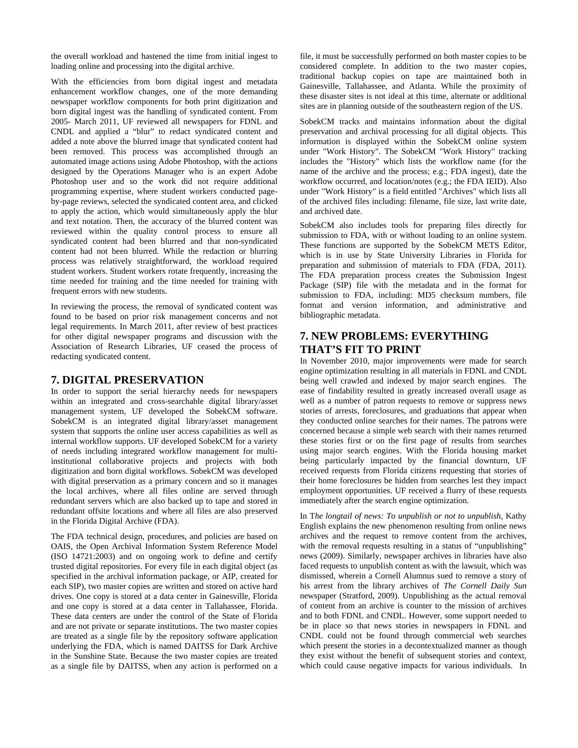the overall workload and hastened the time from initial ingest to loading online and processing into the digital archive.

With the efficiencies from born digital ingest and metadata enhancement workflow changes, one of the more demanding newspaper workflow components for both print digitization and born digital ingest was the handling of syndicated content. From 2005- March 2011, UF reviewed all newspapers for FDNL and CNDL and applied a "blur" to redact syndicated content and added a note above the blurred image that syndicated content had been removed. This process was accomplished through an automated image actions using Adobe Photoshop, with the actions designed by the Operations Manager who is an expert Adobe Photoshop user and so the work did not require additional programming expertise, where student workers conducted page-by-page reviews, selected the syndicated content area, and clicked to apply the action, which would simultaneously apply the blur and text notation. Then, the accuracy of the blurred content was reviewed within the quality control process to ensure all syndicated content had been blurred and that non-syndicated content had not been blurred. While the redaction or blurring process was relatively straightforward, the workload required student workers. Student workers rotate frequently, increasing the time needed for training and the time needed for training with frequent errors with new students.

In reviewing the process, the removal of syndicated content was found to be based on prior risk management concerns and not legal requirements. In March 2011, after review of best practices for other digital newspaper programs and discussion with the Association of Research Libraries, UF ceased the process of redacting syndicated content.

## 7. DIGITAL PRESERVATION

In order to support the serial hierarchy needs for newspapers within an integrated and cross-searchable digital library/asset management system, UF developed the SobekCM software. SobekCM is an integrated digital library/asset management system that supports the online user access capabilities as well as internal workflow supports. UF developed SobekCM for a variety of needs including integrated workflow management for multi-institutional collaborative projects and projects with both digitization and born digital workflows. SobekCM was developed with digital preservation as a primary concern and so it manages the local archives, where all files online are served through redundant servers which are also backed up to tape and stored in redundant offsite locations and where all files are also preserved in the Florida Digital Archive (FDA).

The FDA technical design, procedures, and policies are based on OAIS, the Open Archival Information System Reference Model (ISO 14721:2003) and on ongoing work to define and certify trusted digital repositories. For every file in each digital object (as specified in the archival information package, or AIP, created for each SIP), two master copies are written and stored on active hard drives. One copy is stored at a data center in Gainesville, Florida and one copy is stored at a data center in Tallahassee, Florida. These data centers are under the control of the State of Florida and are not private or separate institutions. The two master copies are treated as a single file by the repository software application underlying the FDA, which is named DAITSS for Dark Archive in the Sunshine State. Because the two master copies are treated as a single file by DAITSS, when any action is performed on a file, it must be successfully performed on both master copies to be considered complete. In addition to the two master copies, traditional backup copies on tape are maintained both in Gainesville, Tallahassee, and Atlanta. While the proximity of these disaster sites is not ideal at this time, alternate or additional sites are in planning outside of the southeastern region of the US.

SobekCM tracks and maintains information about the digital preservation and archival processing for all digital objects. This information is displayed within the SobekCM online system under "Work History". The SobekCM "Work History" tracking includes the "History" which lists the workflow name (for the name of the archive and the process; e.g., FDA ingest), date the workflow occurred, and location/notes (e.g., the FDA IEID). Also under "Work History" is a field entitled "Archives" which lists all of the archived files including: filename, file size, last write date, and archived date.

SobekCM also includes tools for preparing files directly for submission to FDA, with or without loading to an online system. These functions are supported by the SobekCM METS Editor, which is in use by State University Libraries in Florida for preparation and submission of materials to FDA (FDA, 2011). The FDA preparation process creates the Submission Ingest Package (SIP) file with the metadata and in the format for submission to FDA, including: MD5 checksum numbers, file format and version information, and administrative and bibliographic metadata.

## 7. NEW PROBLEMS: EVERYTHING THAT'S FIT TO PRINT

In November 2010, major improvements were made for search engine optimization resulting in all materials in FDNL and CNDL being well crawled and indexed by major search engines. The ease of findability resulted in greatly increased overall usage as well as a number of patron requests to remove or suppress news stories of arrests, foreclosures, and graduations that appear when they conducted online searches for their names. The patrons were concerned because a simple web search with their names returned these stories first or on the first page of results from searches using major search engines. With the Florida housing market being particularly impacted by the financial downturn, UF received requests from Florida citizens requesting that stories of their home foreclosures be hidden from searches lest they impact employment opportunities. UF received a flurry of these requests immediately after the search engine optimization.

In T*he longtail of news: To unpublish or not to unpublish*, Kathy English explains the new phenomenon resulting from online news archives and the request to remove content from the archives, with the removal requests resulting in a status of "unpublishing" news (2009). Similarly, newspaper archives in libraries have also faced requests to unpublish content as with the lawsuit, which was dismissed, wherein a Cornell Alumnus sued to remove a story of his arrest from the library archives of *The Cornell Daily Sun* newspaper (Stratford, 2009). Unpublishing as the actual removal of content from an archive is counter to the mission of archives and to both FDNL and CNDL. However, some support needed to be in place so that news stories in newspapers in FDNL and CNDL could not be found through commercial web searches which present the stories in a decontextualized manner as though they exist without the benefit of subsequent stories and context, which could cause negative impacts for various individuals. In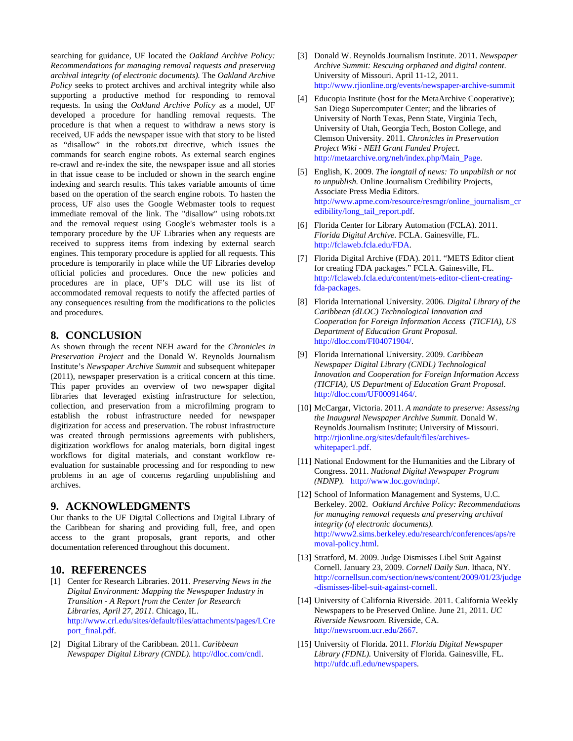searching for guidance, UF located the *Oakland Archive Policy: Recommendations for managing removal requests and preserving archival integrity (of electronic documents).* The *Oakland Archive Policy* seeks to protect archives and archival integrity while also supporting a productive method for responding to removal requests. In using the *Oakland Archive Policy* as a model, UF developed a procedure for handling removal requests. The procedure is that when a request to withdraw a news story is received, UF adds the newspaper issue with that story to be listed as "disallow" in the robots.txt directive, which issues the commands for search engine robots. As external search engines re-crawl and re-index the site, the newspaper issue and all stories in that issue cease to be included or shown in the search engine indexing and search results. This takes variable amounts of time based on the operation of the search engine robots. To hasten the process, UF also uses the Google Webmaster tools to request immediate removal of the link. The "disallow" using robots.txt and the removal request using Google's webmaster tools is a temporary procedure by the UF Libraries when any requests are received to suppress items from indexing by external search engines. This temporary procedure is applied for all requests. This procedure is temporarily in place while the UF Libraries develop official policies and procedures. Once the new policies and procedures are in place, UF's DLC will use its list of accommodated removal requests to notify the affected parties of any consequences resulting from the modifications to the policies and procedures.

## 8. CONCLUSION

As shown through the recent NEH award for the *Chronicles in Preservation Project* and the Donald W. Reynolds Journalism Institute's *Newspaper Archive Summit* and subsequent whitepaper (2011), newspaper preservation is a critical concern at this time. This paper provides an overview of two newspaper digital libraries that leveraged existing infrastructure for selection, collection, and preservation from a microfilming program to establish the robust infrastructure needed for newspaper digitization for access and preservation. The robust infrastructure was created through permissions agreements with publishers, digitization workflows for analog materials, born digital ingest workflows for digital materials, and constant workflow re-evaluation for sustainable processing and for responding to new problems in an age of concerns regarding unpublishing and archives.

## 9. ACKNOWLEDGMENTS

Our thanks to the UF Digital Collections and Digital Library of the Caribbean for sharing and providing full, free, and open access to the grant proposals, grant reports, and other documentation referenced throughout this document.

## 10. REFERENCES

[1] Center for Research Libraries. 2011. *Preserving News in the Digital Environment: Mapping the Newspaper Industry in Transition - A Report from the Center for Research Libraries, April 27, 2011.* Chicago, IL. http://www.crl.edu/sites/default/files/attachments/pages/LCreport_final.pdf.

[2] Digital Library of the Caribbean. 2011. *Caribbean Newspaper Digital Library (CNDL).* http://dloc.com/cndl.

[3] Donald W. Reynolds Journalism Institute. 2011. *Newspaper Archive Summit: Rescuing orphaned and digital content*. University of Missouri. April 11-12, 2011. http://www.rjionline.org/events/newspaper-archive-summit

[4] Educopia Institute (host for the MetaArchive Cooperative); San Diego Supercomputer Center; and the libraries of University of North Texas, Penn State, Virginia Tech, University of Utah, Georgia Tech, Boston College, and Clemson University. 2011. *Chronicles in Preservation Project Wiki - NEH Grant Funded Project.* http://metaarchive.org/neh/index.php/Main_Page.

[5] English, K. 2009. *The longtail of news: To unpublish or not to unpublish.* Online Journalism Credibility Projects, Associate Press Media Editors. http://www.apme.com/resource/resmgr/online_journalism_credibility/long_tail_report.pdf.

[6] Florida Center for Library Automation (FCLA). 2011. *Florida Digital Archive.* FCLA. Gainesville, FL. http://fclaweb.fcla.edu/FDA.

[7] Florida Digital Archive (FDA). 2011. "METS Editor client for creating FDA packages." FCLA. Gainesville, FL. http://fclaweb.fcla.edu/content/mets-editor-client-creating-fda-packages.

[8] Florida International University. 2006. *Digital Library of the Caribbean (dLOC) Technological Innovation and Cooperation for Foreign Information Access (TICFIA), US Department of Education Grant Proposal.* http://dloc.com/FI04071904/.

[9] Florida International University. 2009. *Caribbean Newspaper Digital Library (CNDL) Technological Innovation and Cooperation for Foreign Information Access (TICFIA), US Department of Education Grant Proposal*. http://dloc.com/UF00091464/.

[10] McCargar, Victoria. 2011. *A mandate to preserve: Assessing the Inaugural Newspaper Archive Summit.* Donald W. Reynolds Journalism Institute; University of Missouri. http://rjionline.org/sites/default/files/archives-whitepaper1.pdf.

[11] National Endowment for the Humanities and the Library of Congress. 2011. *National Digital Newspaper Program (NDNP).* http://www.loc.gov/ndnp/.

[12] School of Information Management and Systems, U.C. Berkeley. 2002. *Oakland Archive Policy: Recommendations for managing removal requests and preserving archival integrity (of electronic documents).* http://www2.sims.berkeley.edu/research/conferences/aps/removal-policy.html.

[13] Stratford, M. 2009. Judge Dismisses Libel Suit Against Cornell. January 23, 2009. *Cornell Daily Sun.* Ithaca, NY. http://cornellsun.com/section/news/content/2009/01/23/judge-dismisses-libel-suit-against-cornell.

[14] University of California Riverside. 2011. California Weekly Newspapers to be Preserved Online. June 21, 2011. *UC Riverside Newsroom.* Riverside, CA. http://newsroom.ucr.edu/2667.

[15] University of Florida. 2011. *Florida Digital Newspaper Library (FDNL).* University of Florida. Gainesville, FL. http://ufdc.ufl.edu/newspapers.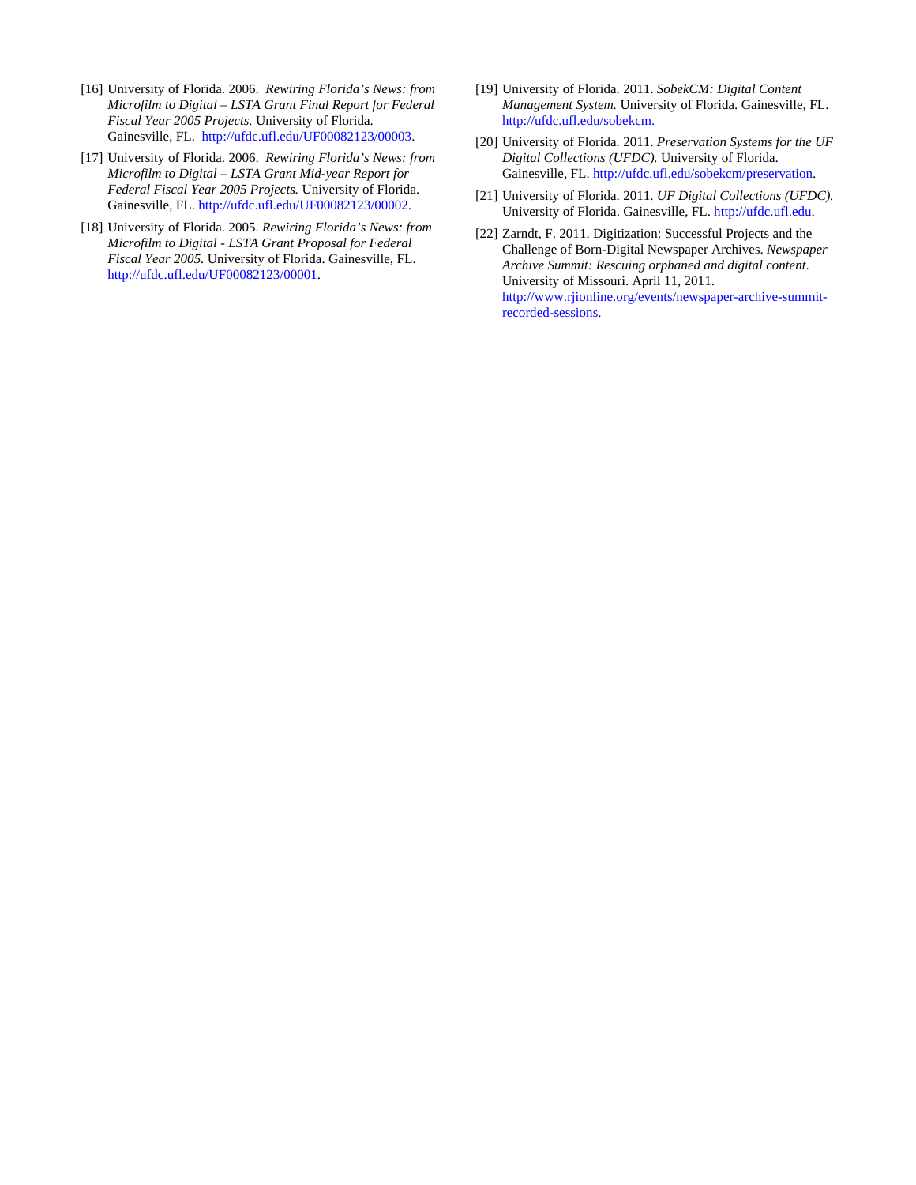[16] University of Florida. 2006. *Rewiring Florida's News: from Microfilm to Digital – LSTA Grant Final Report for Federal Fiscal Year 2005 Projects.* University of Florida. Gainesville, FL. http://ufdc.ufl.edu/UF00082123/00003.

[17] University of Florida. 2006. *Rewiring Florida's News: from Microfilm to Digital – LSTA Grant Mid-year Report for Federal Fiscal Year 2005 Projects.* University of Florida. Gainesville, FL. http://ufdc.ufl.edu/UF00082123/00002.

[18] University of Florida. 2005. *Rewiring Florida's News: from Microfilm to Digital - LSTA Grant Proposal for Federal Fiscal Year 2005.* University of Florida. Gainesville, FL. http://ufdc.ufl.edu/UF00082123/00001.

[19] University of Florida. 2011. *SobekCM: Digital Content Management System.* University of Florida. Gainesville, FL. http://ufdc.ufl.edu/sobekcm.

[20] University of Florida. 2011. *Preservation Systems for the UF Digital Collections (UFDC).* University of Florida. Gainesville, FL. http://ufdc.ufl.edu/sobekcm/preservation.

[21] University of Florida. 2011. *UF Digital Collections (UFDC).* University of Florida. Gainesville, FL. http://ufdc.ufl.edu.

[22] Zarndt, F. 2011. Digitization: Successful Projects and the Challenge of Born-Digital Newspaper Archives. *Newspaper Archive Summit: Rescuing orphaned and digital content*. University of Missouri. April 11, 2011. http://www.rjionline.org/events/newspaper-archive-summit-recorded-sessions.